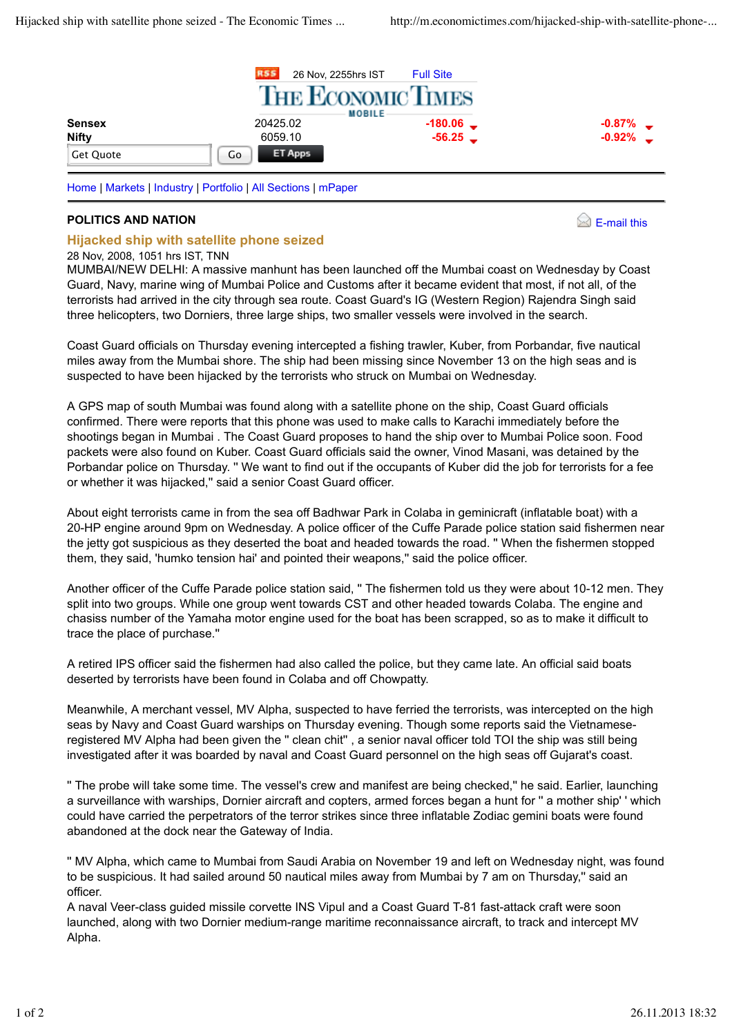RSS 26 Nov, 2255hrs IST Full Site

THE ECONOMIC TIMES
MOBILE

| | | | |
|---|---|---|---|
| **Sensex** | 20425.02 | -180.06 | -0.87% |
| **Nifty** | 6059.10 | -56.25 | -0.92% |

Get Quote Go ET Apps

Home | Markets | Industry | Portfolio | All Sections | mPaper

**POLITICS AND NATION**

E-mail this

## Hijacked ship with satellite phone seized

28 Nov, 2008, 1051 hrs IST, TNN

MUMBAI/NEW DELHI: A massive manhunt has been launched off the Mumbai coast on Wednesday by Coast Guard, Navy, marine wing of Mumbai Police and Customs after it became evident that most, if not all, of the terrorists had arrived in the city through sea route. Coast Guard's IG (Western Region) Rajendra Singh said three helicopters, two Dorniers, three large ships, two smaller vessels were involved in the search.

Coast Guard officials on Thursday evening intercepted a fishing trawler, Kuber, from Porbandar, five nautical miles away from the Mumbai shore. The ship had been missing since November 13 on the high seas and is suspected to have been hijacked by the terrorists who struck on Mumbai on Wednesday.

A GPS map of south Mumbai was found along with a satellite phone on the ship, Coast Guard officials confirmed. There were reports that this phone was used to make calls to Karachi immediately before the shootings began in Mumbai . The Coast Guard proposes to hand the ship over to Mumbai Police soon. Food packets were also found on Kuber. Coast Guard officials said the owner, Vinod Masani, was detained by the Porbandar police on Thursday. " We want to find out if the occupants of Kuber did the job for terrorists for a fee or whether it was hijacked," said a senior Coast Guard officer.

About eight terrorists came in from the sea off Badhwar Park in Colaba in geminicraft (inflatable boat) with a 20-HP engine around 9pm on Wednesday. A police officer of the Cuffe Parade police station said fishermen near the jetty got suspicious as they deserted the boat and headed towards the road. " When the fishermen stopped them, they said, 'humko tension hai' and pointed their weapons," said the police officer.

Another officer of the Cuffe Parade police station said, " The fishermen told us they were about 10-12 men. They split into two groups. While one group went towards CST and other headed towards Colaba. The engine and chasiss number of the Yamaha motor engine used for the boat has been scrapped, so as to make it difficult to trace the place of purchase."

A retired IPS officer said the fishermen had also called the police, but they came late. An official said boats deserted by terrorists have been found in Colaba and off Chowpatty.

Meanwhile, A merchant vessel, MV Alpha, suspected to have ferried the terrorists, was intercepted on the high seas by Navy and Coast Guard warships on Thursday evening. Though some reports said the Vietnamese-registered MV Alpha had been given the " clean chit" , a senior naval officer told TOI the ship was still being investigated after it was boarded by naval and Coast Guard personnel on the high seas off Gujarat's coast.

" The probe will take some time. The vessel's crew and manifest are being checked," he said. Earlier, launching a surveillance with warships, Dornier aircraft and copters, armed forces began a hunt for " a mother ship' ' which could have carried the perpetrators of the terror strikes since three inflatable Zodiac gemini boats were found abandoned at the dock near the Gateway of India.

" MV Alpha, which came to Mumbai from Saudi Arabia on November 19 and left on Wednesday night, was found to be suspicious. It had sailed around 50 nautical miles away from Mumbai by 7 am on Thursday," said an officer.
A naval Veer-class guided missile corvette INS Vipul and a Coast Guard T-81 fast-attack craft were soon launched, along with two Dornier medium-range maritime reconnaissance aircraft, to track and intercept MV Alpha.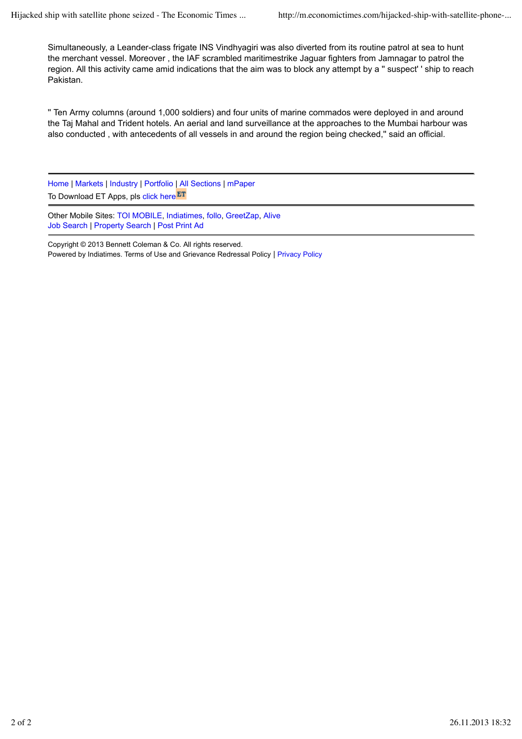Simultaneously, a Leander-class frigate INS Vindhyagiri was also diverted from its routine patrol at sea to hunt the merchant vessel. Moreover , the IAF scrambled maritimestrike Jaguar fighters from Jamnagar to patrol the region. All this activity came amid indications that the aim was to block any attempt by a '' suspect' ' ship to reach Pakistan.

'' Ten Army columns (around 1,000 soldiers) and four units of marine commados were deployed in and around the Taj Mahal and Trident hotels. An aerial and land surveillance at the approaches to the Mumbai harbour was also conducted , with antecedents of all vessels in and around the region being checked,'' said an official.

---

Home | Markets | Industry | Portfolio | All Sections | mPaper

To Download ET Apps, pls click here

---

Other Mobile Sites: TOI MOBILE, Indiatimes, follo, GreetZap, Alive

Job Search | Property Search | Post Print Ad

---

Copyright © 2013 Bennett Coleman & Co. All rights reserved.

Powered by Indiatimes. Terms of Use and Grievance Redressal Policy | Privacy Policy